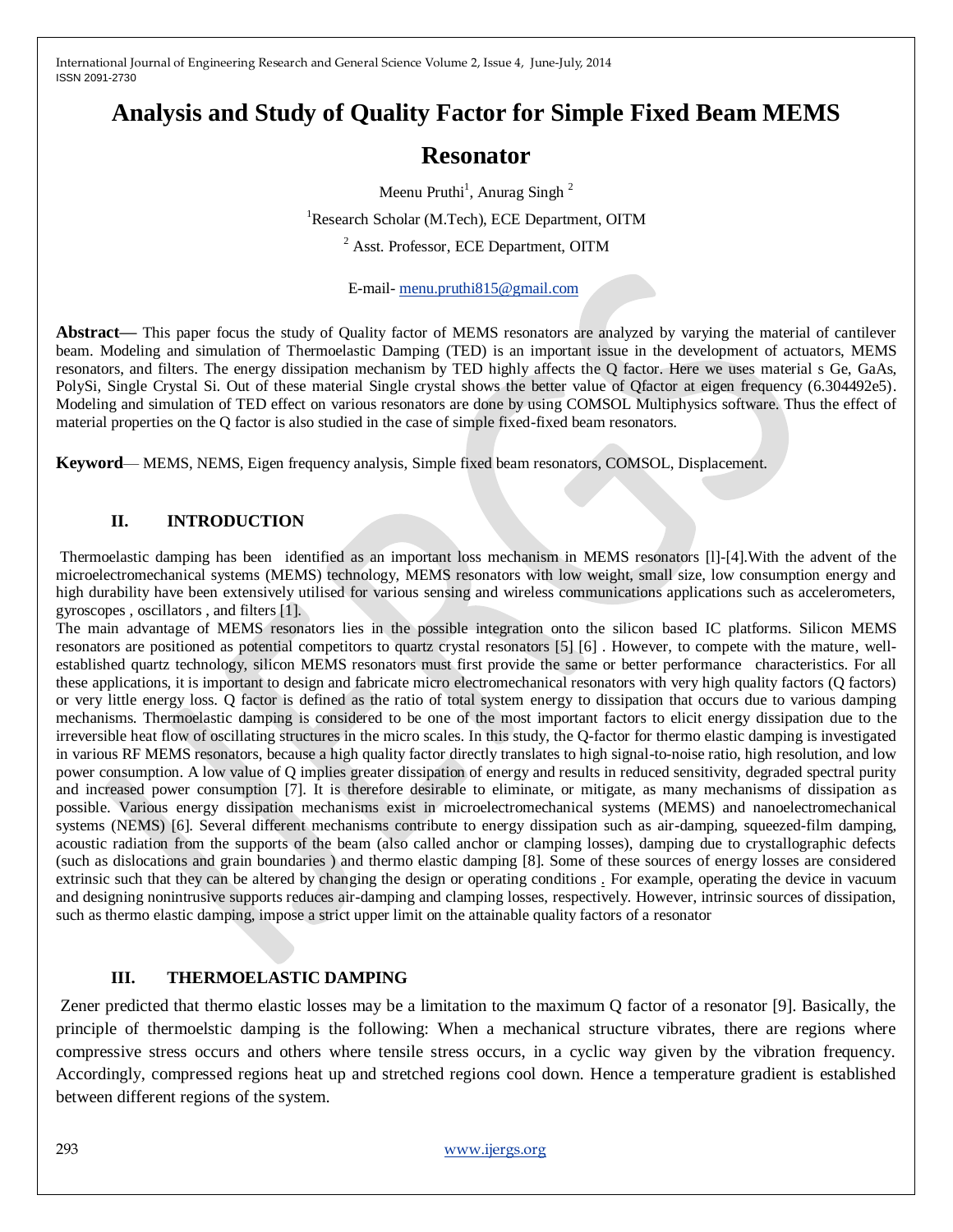# Analysis and Study of Quality Factor for Simple Fixed Beam MEMS Resonator

Meenu Pruthi[1], Anurag Singh [2]

[1]Research Scholar (M.Tech), ECE Department, OITM

[2] Asst. Professor, ECE Department, OITM

E-mail- menu.pruthi815@gmail.com

**Abstract—** This paper focus the study of Quality factor of MEMS resonators are analyzed by varying the material of cantilever beam. Modeling and simulation of Thermoelastic Damping (TED) is an important issue in the development of actuators, MEMS resonators, and filters. The energy dissipation mechanism by TED highly affects the Q factor. Here we uses material s Ge, GaAs, PolySi, Single Crystal Si. Out of these material Single crystal shows the better value of Qfactor at eigen frequency (6.304492e5). Modeling and simulation of TED effect on various resonators are done by using COMSOL Multiphysics software. Thus the effect of material properties on the Q factor is also studied in the case of simple fixed-fixed beam resonators.

**Keyword**— MEMS, NEMS, Eigen frequency analysis, Simple fixed beam resonators, COMSOL, Displacement.

## II. INTRODUCTION

Thermoelastic damping has been identified as an important loss mechanism in MEMS resonators [l]-[4].With the advent of the microelectromechanical systems (MEMS) technology, MEMS resonators with low weight, small size, low consumption energy and high durability have been extensively utilised for various sensing and wireless communications applications such as accelerometers, gyroscopes , oscillators , and filters [1].

The main advantage of MEMS resonators lies in the possible integration onto the silicon based IC platforms. Silicon MEMS resonators are positioned as potential competitors to quartz crystal resonators [5] [6] . However, to compete with the mature, well-established quartz technology, silicon MEMS resonators must first provide the same or better performance characteristics. For all these applications, it is important to design and fabricate micro electromechanical resonators with very high quality factors (Q factors) or very little energy loss. Q factor is defined as the ratio of total system energy to dissipation that occurs due to various damping mechanisms. Thermoelastic damping is considered to be one of the most important factors to elicit energy dissipation due to the irreversible heat flow of oscillating structures in the micro scales. In this study, the Q-factor for thermo elastic damping is investigated in various RF MEMS resonators, because a high quality factor directly translates to high signal-to-noise ratio, high resolution, and low power consumption. A low value of Q implies greater dissipation of energy and results in reduced sensitivity, degraded spectral purity and increased power consumption [7]. It is therefore desirable to eliminate, or mitigate, as many mechanisms of dissipation as possible. Various energy dissipation mechanisms exist in microelectromechanical systems (MEMS) and nanoelectromechanical systems (NEMS) [6]. Several different mechanisms contribute to energy dissipation such as air-damping, squeezed-film damping, acoustic radiation from the supports of the beam (also called anchor or clamping losses), damping due to crystallographic defects (such as dislocations and grain boundaries ) and thermo elastic damping [8]. Some of these sources of energy losses are considered extrinsic such that they can be altered by changing the design or operating conditions . For example, operating the device in vacuum and designing nonintrusive supports reduces air-damping and clamping losses, respectively. However, intrinsic sources of dissipation, such as thermo elastic damping, impose a strict upper limit on the attainable quality factors of a resonator

## III. THERMOELASTIC DAMPING

Zener predicted that thermo elastic losses may be a limitation to the maximum Q factor of a resonator [9]. Basically, the principle of thermoelstic damping is the following: When a mechanical structure vibrates, there are regions where compressive stress occurs and others where tensile stress occurs, in a cyclic way given by the vibration frequency. Accordingly, compressed regions heat up and stretched regions cool down. Hence a temperature gradient is established between different regions of the system.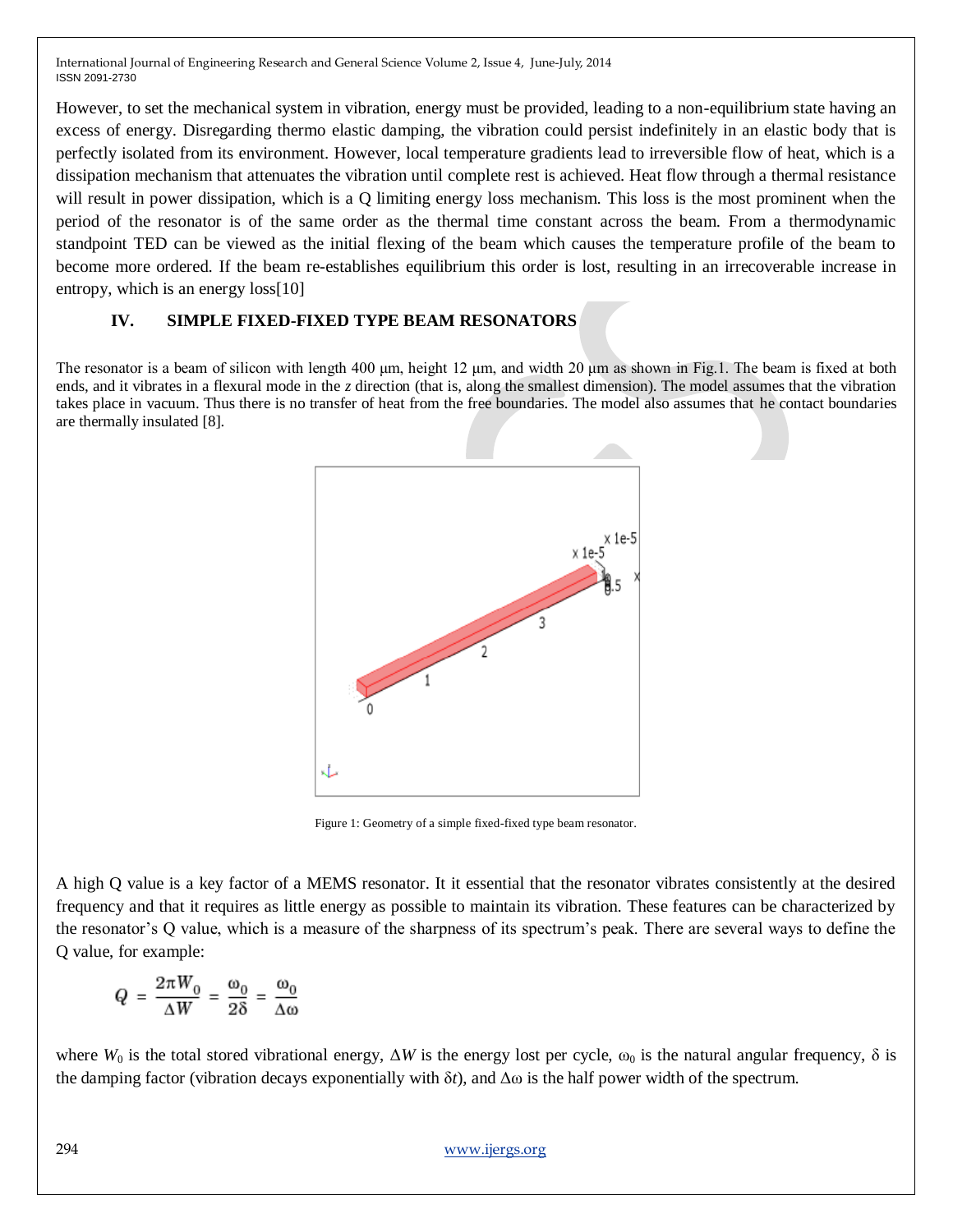However, to set the mechanical system in vibration, energy must be provided, leading to a non-equilibrium state having an excess of energy. Disregarding thermo elastic damping, the vibration could persist indefinitely in an elastic body that is perfectly isolated from its environment. However, local temperature gradients lead to irreversible flow of heat, which is a dissipation mechanism that attenuates the vibration until complete rest is achieved. Heat flow through a thermal resistance will result in power dissipation, which is a Q limiting energy loss mechanism. This loss is the most prominent when the period of the resonator is of the same order as the thermal time constant across the beam. From a thermodynamic standpoint TED can be viewed as the initial flexing of the beam which causes the temperature profile of the beam to become more ordered. If the beam re-establishes equilibrium this order is lost, resulting in an irrecoverable increase in entropy, which is an energy loss[10]

## IV. SIMPLE FIXED-FIXED TYPE BEAM RESONATORS

The resonator is a beam of silicon with length 400 μm, height 12 μm, and width 20 μm as shown in Fig.1. The beam is fixed at both ends, and it vibrates in a flexural mode in the *z* direction (that is, along the smallest dimension). The model assumes that the vibration takes place in vacuum. Thus there is no transfer of heat from the free boundaries. The model also assumes that he contact boundaries are thermally insulated [8].

Figure 1: Geometry of a simple fixed-fixed type beam resonator.

A high Q value is a key factor of a MEMS resonator. It it essential that the resonator vibrates consistently at the desired frequency and that it requires as little energy as possible to maintain its vibration. These features can be characterized by the resonator's Q value, which is a measure of the sharpness of its spectrum's peak. There are several ways to define the Q value, for example:

$$Q = \frac{2\pi W_0}{\Delta W} = \frac{\omega_0}{2\delta} = \frac{\omega_0}{\Delta\omega}$$

where $W_0$ is the total stored vibrational energy, $\Delta W$ is the energy lost per cycle, $\omega_0$ is the natural angular frequency, $\delta$ is the damping factor (vibration decays exponentially with $\delta t$), and $\Delta\omega$ is the half power width of the spectrum.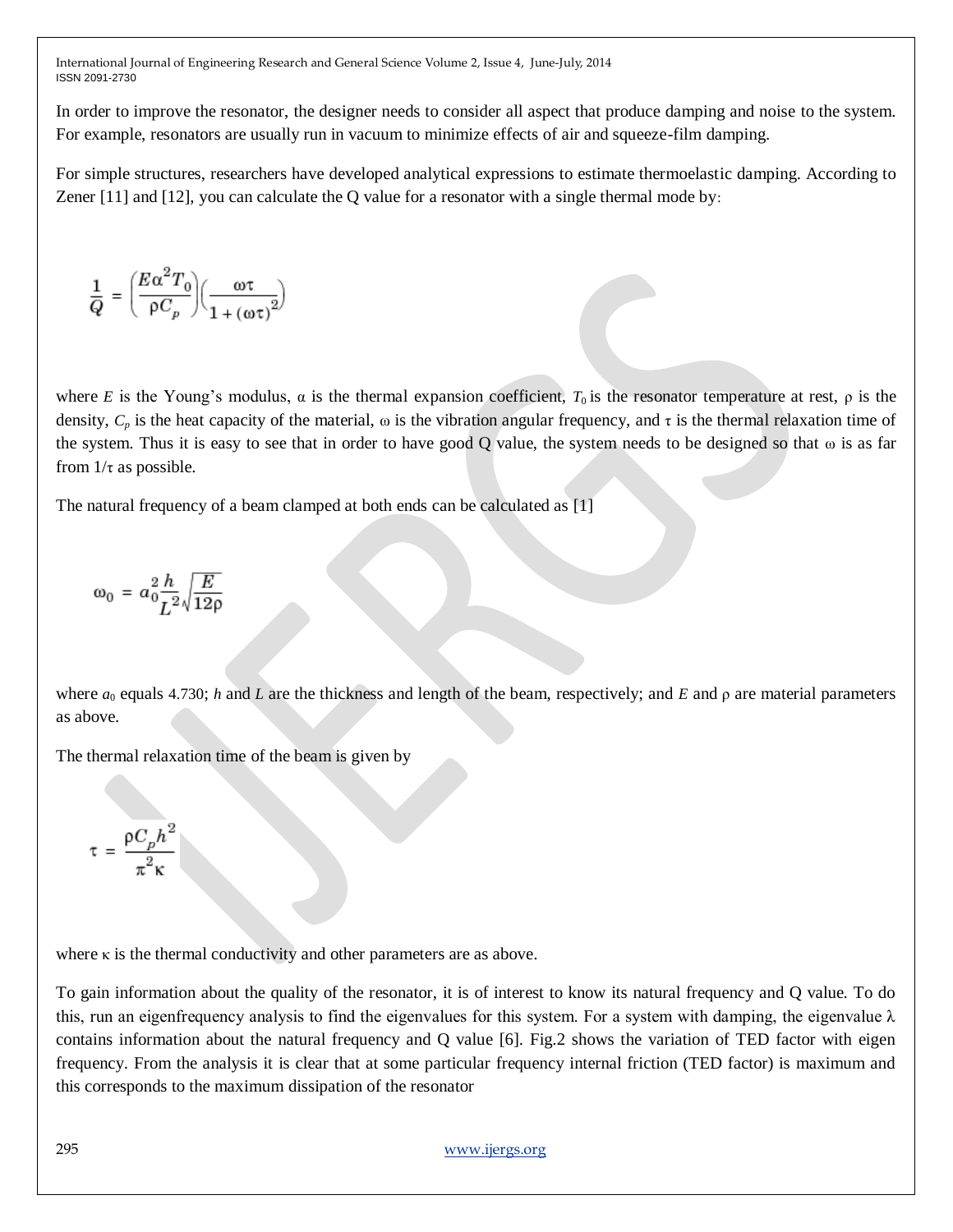In order to improve the resonator, the designer needs to consider all aspect that produce damping and noise to the system. For example, resonators are usually run in vacuum to minimize effects of air and squeeze-film damping.

For simple structures, researchers have developed analytical expressions to estimate thermoelastic damping. According to Zener [11] and [12], you can calculate the Q value for a resonator with a single thermal mode by:

$$\frac{1}{Q} = \left(\frac{E\alpha^2 T_0}{\rho C_p}\right)\left(\frac{\omega\tau}{1+(\omega\tau)^2}\right)$$

where $E$ is the Young's modulus, $\alpha$ is the thermal expansion coefficient, $T_0$ is the resonator temperature at rest, $\rho$ is the density, $C_p$ is the heat capacity of the material, $\omega$ is the vibration angular frequency, and $\tau$ is the thermal relaxation time of the system. Thus it is easy to see that in order to have good Q value, the system needs to be designed so that $\omega$ is as far from $1/\tau$ as possible.

The natural frequency of a beam clamped at both ends can be calculated as [1]

$$\omega_0 = a_0^2 \frac{h}{L^2}\sqrt{\frac{E}{12\rho}}$$

where $a_0$ equals 4.730; $h$ and $L$ are the thickness and length of the beam, respectively; and $E$ and $\rho$ are material parameters as above.

The thermal relaxation time of the beam is given by

$$\tau = \frac{\rho C_p h^2}{\pi^2 \kappa}$$

where $\kappa$ is the thermal conductivity and other parameters are as above.

To gain information about the quality of the resonator, it is of interest to know its natural frequency and Q value. To do this, run an eigenfrequency analysis to find the eigenvalues for this system. For a system with damping, the eigenvalue $\lambda$ contains information about the natural frequency and Q value [6]. Fig.2 shows the variation of TED factor with eigen frequency. From the analysis it is clear that at some particular frequency internal friction (TED factor) is maximum and this corresponds to the maximum dissipation of the resonator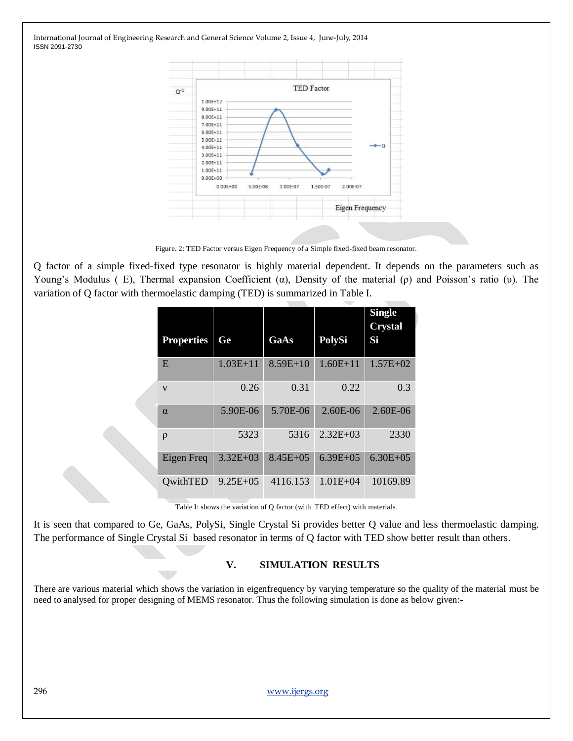Figure. 2: TED Factor versus Eigen Frequency of a Simple fixed-fixed beam resonator.

Q factor of a simple fixed-fixed type resonator is highly material dependent. It depends on the parameters such as Young's Modulus ( E), Thermal expansion Coefficient (α), Density of the material (ρ) and Poisson's ratio (υ). The variation of Q factor with thermoelastic damping (TED) is summarized in Table I.

| Properties | Ge | GaAs | PolySi | Single Crystal Si |
|---|---|---|---|---|
| E | 1.03E+11 | 8.59E+10 | 1.60E+11 | 1.57E+02 |
| v | 0.26 | 0.31 | 0.22 | 0.3 |
| α | 5.90E-06 | 5.70E-06 | 2.60E-06 | 2.60E-06 |
| ρ | 5323 | 5316 | 2.32E+03 | 2330 |
| Eigen Freq | 3.32E+03 | 8.45E+05 | 6.39E+05 | 6.30E+05 |
| QwithTED | 9.25E+05 | 4116.153 | 1.01E+04 | 10169.89 |

Table I: shows the variation of Q factor (with TED effect) with materials.

It is seen that compared to Ge, GaAs, PolySi, Single Crystal Si provides better Q value and less thermoelastic damping. The performance of Single Crystal Si based resonator in terms of Q factor with TED show better result than others.

## V. SIMULATION RESULTS

There are various material which shows the variation in eigenfrequency by varying temperature so the quality of the material must be need to analysed for proper designing of MEMS resonator. Thus the following simulation is done as below given:-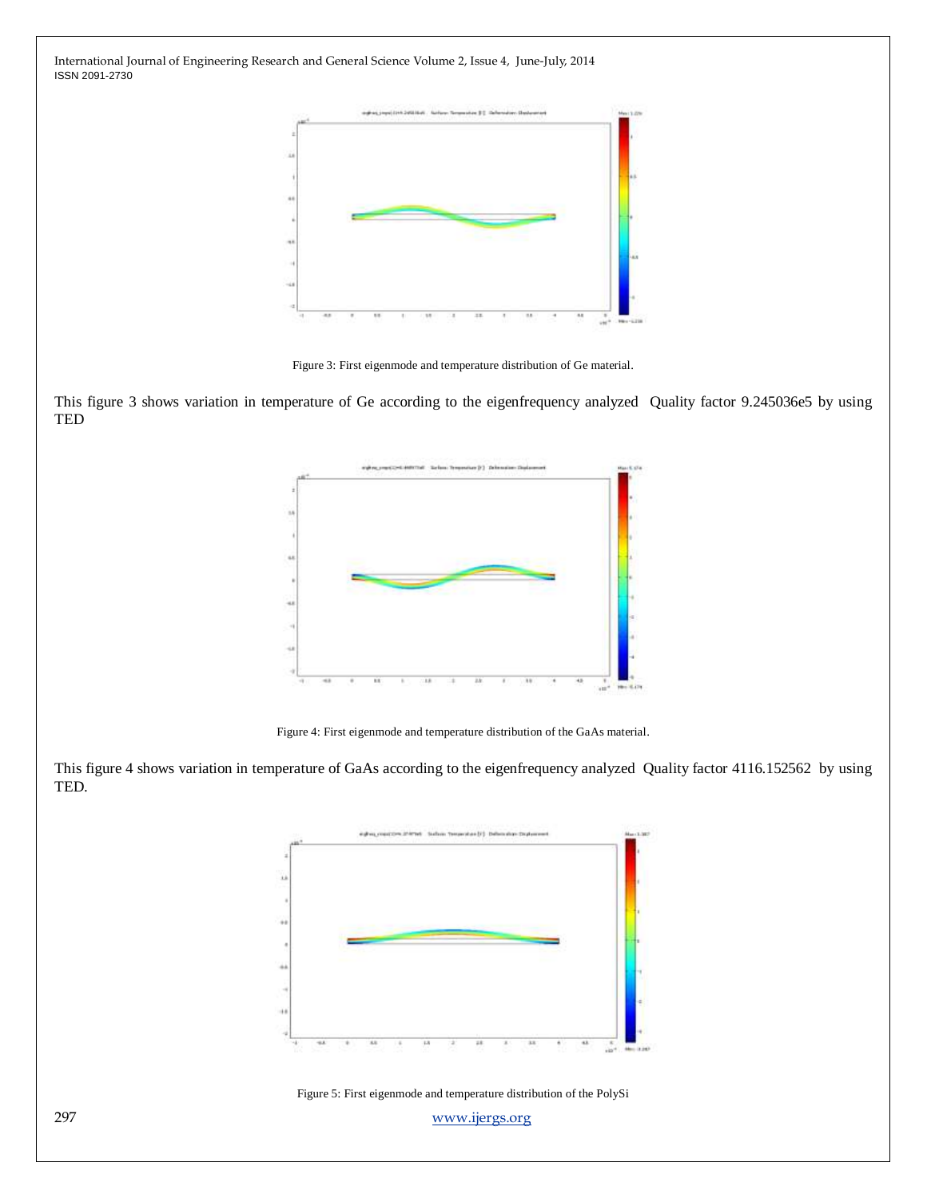Figure 3: First eigenmode and temperature distribution of Ge material.

This figure 3 shows variation in temperature of Ge according to the eigenfrequency analyzed Quality factor 9.245036e5 by using TED

Figure 4: First eigenmode and temperature distribution of the GaAs material.

This figure 4 shows variation in temperature of GaAs according to the eigenfrequency analyzed Quality factor 4116.152562 by using TED.

Figure 5: First eigenmode and temperature distribution of the PolySi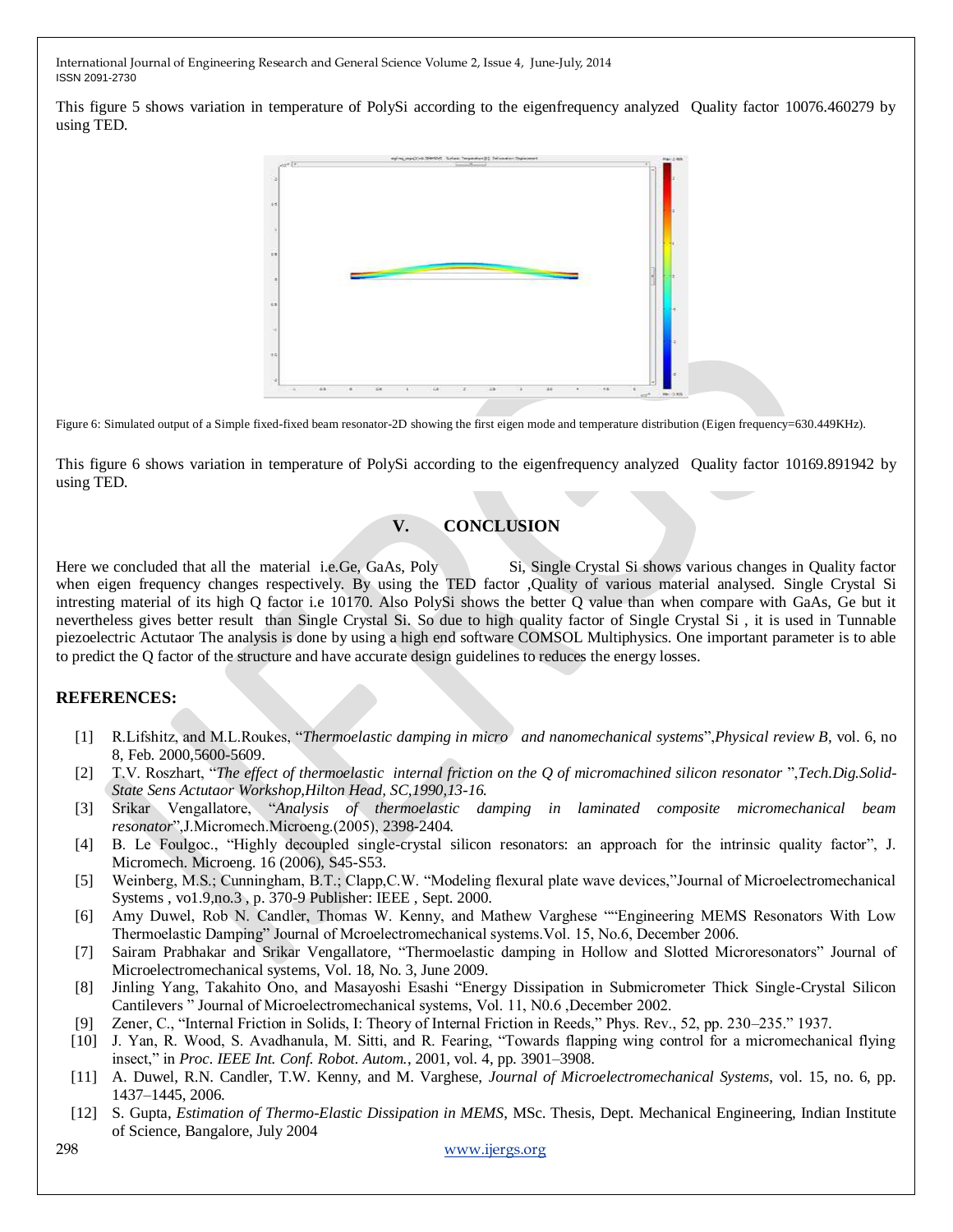This figure 5 shows variation in temperature of PolySi according to the eigenfrequency analyzed Quality factor 10076.460279 by using TED.

Figure 6: Simulated output of a Simple fixed-fixed beam resonator-2D showing the first eigen mode and temperature distribution (Eigen frequency=630.449KHz).

This figure 6 shows variation in temperature of PolySi according to the eigenfrequency analyzed Quality factor 10169.891942 by using TED.

## V. CONCLUSION

Here we concluded that all the material i.e.Ge, GaAs, Poly Si, Single Crystal Si shows various changes in Quality factor when eigen frequency changes respectively. By using the TED factor ,Quality of various material analysed. Single Crystal Si intresting material of its high Q factor i.e 10170. Also PolySi shows the better Q value than when compare with GaAs, Ge but it nevertheless gives better result than Single Crystal Si. So due to high quality factor of Single Crystal Si , it is used in Tunnable piezoelectric Actutaor The analysis is done by using a high end software COMSOL Multiphysics. One important parameter is to able to predict the Q factor of the structure and have accurate design guidelines to reduces the energy losses.

## REFERENCES:

[1] R.Lifshitz, and M.L.Roukes, "*Thermoelastic damping in micro and nanomechanical systems*",*Physical review B*, vol. 6, no 8, Feb. 2000,5600-5609.

[2] T.V. Roszhart, "*The effect of thermoelastic internal friction on the Q of micromachined silicon resonator* ",*Tech.Dig.Solid-State Sens Actutaor Workshop,Hilton Head, SC,1990,13-16.*

[3] Srikar Vengallatore, "*Analysis of thermoelastic damping in laminated composite micromechanical beam resonator*",J.Micromech.Microeng.(2005), 2398-2404.

[4] B. Le Foulgoc., "Highly decoupled single-crystal silicon resonators: an approach for the intrinsic quality factor", J. Micromech. Microeng. 16 (2006), S45-S53.

[5] Weinberg, M.S.; Cunningham, B.T.; Clapp,C.W. "Modeling flexural plate wave devices,"Journal of Microelectromechanical Systems , vo1.9,no.3 , p. 370-9 Publisher: IEEE , Sept. 2000.

[6] Amy Duwel, Rob N. Candler, Thomas W. Kenny, and Mathew Varghese ""Engineering MEMS Resonators With Low Thermoelastic Damping" Journal of Mcroelectromechanical systems.Vol. 15, No.6, December 2006.

[7] Sairam Prabhakar and Srikar Vengallatore, "Thermoelastic damping in Hollow and Slotted Microresonators" Journal of Microelectromechanical systems, Vol. 18, No. 3, June 2009.

[8] Jinling Yang, Takahito Ono, and Masayoshi Esashi "Energy Dissipation in Submicrometer Thick Single-Crystal Silicon Cantilevers " Journal of Microelectromechanical systems, Vol. 11, N0.6 ,December 2002.

[9] Zener, C., "Internal Friction in Solids, I: Theory of Internal Friction in Reeds," Phys. Rev., 52, pp. 230–235." 1937.

[10] J. Yan, R. Wood, S. Avadhanula, M. Sitti, and R. Fearing, "Towards flapping wing control for a micromechanical flying insect," in *Proc. IEEE Int. Conf. Robot. Autom.*, 2001, vol. 4, pp. 3901–3908.

[11] A. Duwel, R.N. Candler, T.W. Kenny, and M. Varghese, *Journal of Microelectromechanical Systems*, vol. 15, no. 6, pp. 1437–1445, 2006.

[12] S. Gupta, *Estimation of Thermo-Elastic Dissipation in MEMS*, MSc. Thesis, Dept. Mechanical Engineering, Indian Institute of Science, Bangalore, July 2004